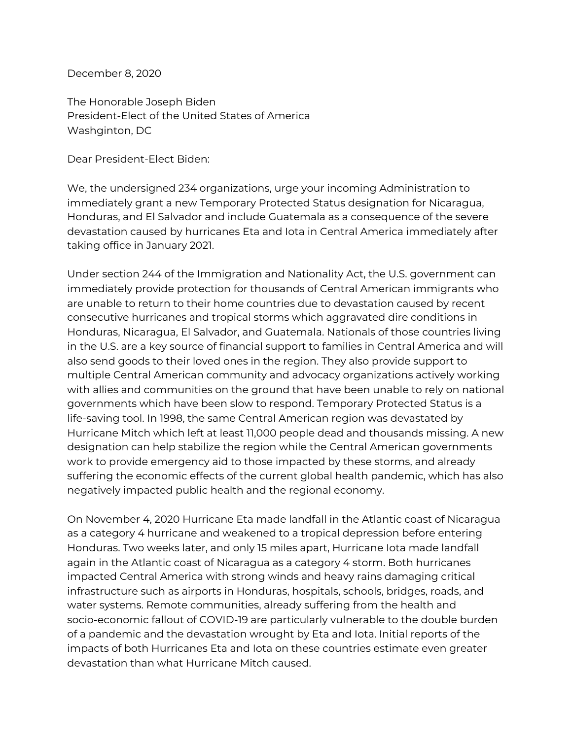December 8, 2020

The Honorable Joseph Biden
President-Elect of the United States of America
Washginton, DC

Dear President-Elect Biden:

We, the undersigned 234 organizations, urge your incoming Administration to immediately grant a new Temporary Protected Status designation for Nicaragua, Honduras, and El Salvador and include Guatemala as a consequence of the severe devastation caused by hurricanes Eta and Iota in Central America immediately after taking office in January 2021.

Under section 244 of the Immigration and Nationality Act, the U.S. government can immediately provide protection for thousands of Central American immigrants who are unable to return to their home countries due to devastation caused by recent consecutive hurricanes and tropical storms which aggravated dire conditions in Honduras, Nicaragua, El Salvador, and Guatemala. Nationals of those countries living in the U.S. are a key source of financial support to families in Central America and will also send goods to their loved ones in the region. They also provide support to multiple Central American community and advocacy organizations actively working with allies and communities on the ground that have been unable to rely on national governments which have been slow to respond. Temporary Protected Status is a life-saving tool. In 1998, the same Central American region was devastated by Hurricane Mitch which left at least 11,000 people dead and thousands missing. A new designation can help stabilize the region while the Central American governments work to provide emergency aid to those impacted by these storms, and already suffering the economic effects of the current global health pandemic, which has also negatively impacted public health and the regional economy.

On November 4, 2020 Hurricane Eta made landfall in the Atlantic coast of Nicaragua as a category 4 hurricane and weakened to a tropical depression before entering Honduras. Two weeks later, and only 15 miles apart, Hurricane Iota made landfall again in the Atlantic coast of Nicaragua as a category 4 storm. Both hurricanes impacted Central America with strong winds and heavy rains damaging critical infrastructure such as airports in Honduras, hospitals, schools, bridges, roads, and water systems. Remote communities, already suffering from the health and socio-economic fallout of COVID-19 are particularly vulnerable to the double burden of a pandemic and the devastation wrought by Eta and Iota. Initial reports of the impacts of both Hurricanes Eta and Iota on these countries estimate even greater devastation than what Hurricane Mitch caused.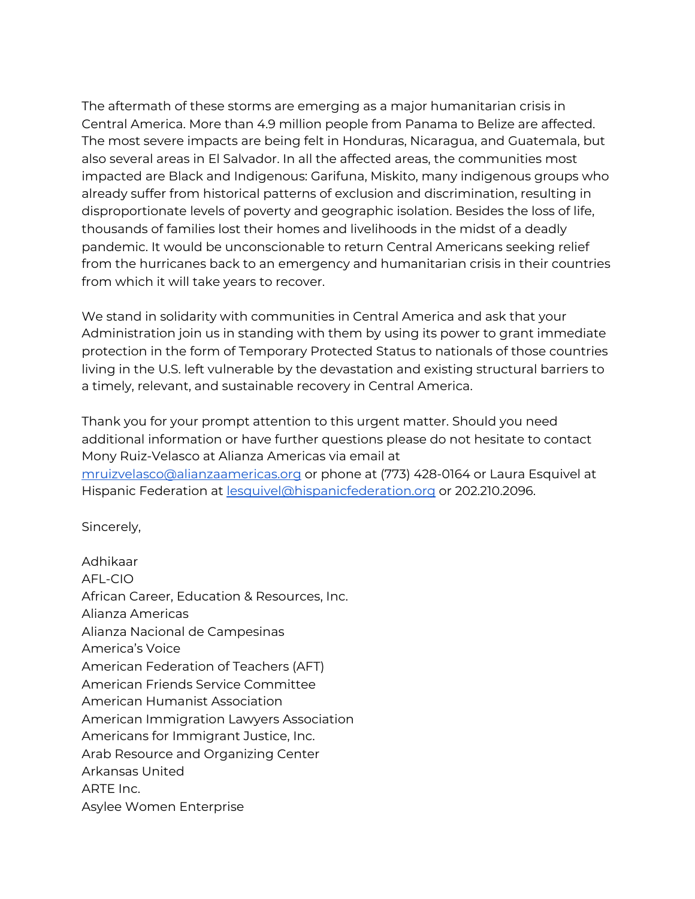The aftermath of these storms are emerging as a major humanitarian crisis in Central America. More than 4.9 million people from Panama to Belize are affected. The most severe impacts are being felt in Honduras, Nicaragua, and Guatemala, but also several areas in El Salvador. In all the affected areas, the communities most impacted are Black and Indigenous: Garifuna, Miskito, many indigenous groups who already suffer from historical patterns of exclusion and discrimination, resulting in disproportionate levels of poverty and geographic isolation. Besides the loss of life, thousands of families lost their homes and livelihoods in the midst of a deadly pandemic. It would be unconscionable to return Central Americans seeking relief from the hurricanes back to an emergency and humanitarian crisis in their countries from which it will take years to recover.

We stand in solidarity with communities in Central America and ask that your Administration join us in standing with them by using its power to grant immediate protection in the form of Temporary Protected Status to nationals of those countries living in the U.S. left vulnerable by the devastation and existing structural barriers to a timely, relevant, and sustainable recovery in Central America.

Thank you for your prompt attention to this urgent matter. Should you need additional information or have further questions please do not hesitate to contact Mony Ruiz-Velasco at Alianza Americas via email at mruizvelasco@alianzaamericas.org or phone at (773) 428-0164 or Laura Esquivel at Hispanic Federation at lesquivel@hispanicfederation.org or 202.210.2096.

Sincerely,

Adhikaar
AFL-CIO
African Career, Education & Resources, Inc.
Alianza Americas
Alianza Nacional de Campesinas
America's Voice
American Federation of Teachers (AFT)
American Friends Service Committee
American Humanist Association
American Immigration Lawyers Association
Americans for Immigrant Justice, Inc.
Arab Resource and Organizing Center
Arkansas United
ARTE Inc.
Asylee Women Enterprise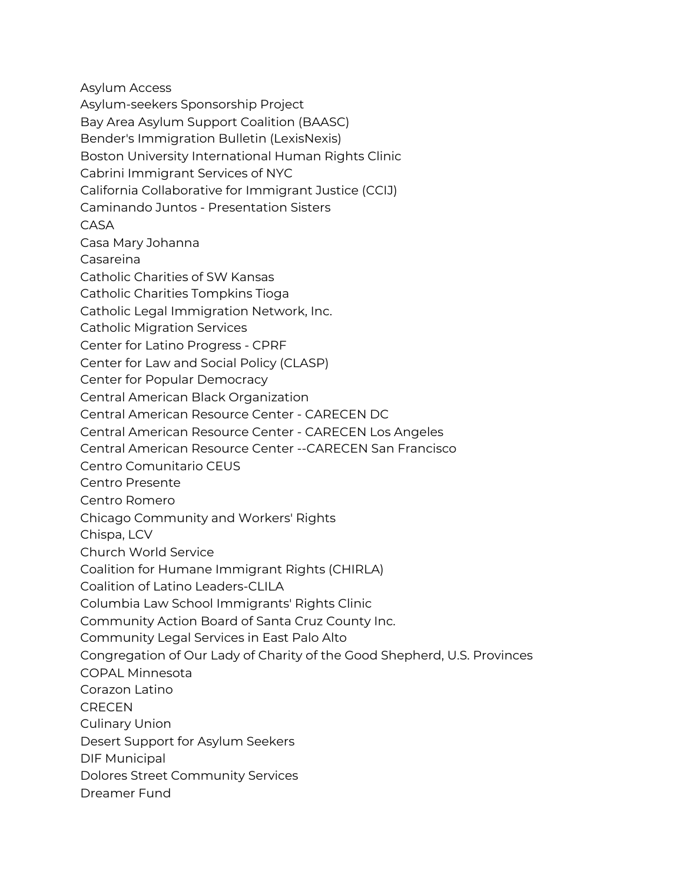Asylum Access
Asylum-seekers Sponsorship Project
Bay Area Asylum Support Coalition (BAASC)
Bender's Immigration Bulletin (LexisNexis)
Boston University International Human Rights Clinic
Cabrini Immigrant Services of NYC
California Collaborative for Immigrant Justice (CCIJ)
Caminando Juntos - Presentation Sisters
CASA
Casa Mary Johanna
Casareina
Catholic Charities of SW Kansas
Catholic Charities Tompkins Tioga
Catholic Legal Immigration Network, Inc.
Catholic Migration Services
Center for Latino Progress - CPRF
Center for Law and Social Policy (CLASP)
Center for Popular Democracy
Central American Black Organization
Central American Resource Center - CARECEN DC
Central American Resource Center - CARECEN Los Angeles
Central American Resource Center --CARECEN San Francisco
Centro Comunitario CEUS
Centro Presente
Centro Romero
Chicago Community and Workers' Rights
Chispa, LCV
Church World Service
Coalition for Humane Immigrant Rights (CHIRLA)
Coalition of Latino Leaders-CLILA
Columbia Law School Immigrants' Rights Clinic
Community Action Board of Santa Cruz County Inc.
Community Legal Services in East Palo Alto
Congregation of Our Lady of Charity of the Good Shepherd, U.S. Provinces
COPAL Minnesota
Corazon Latino
CRECEN
Culinary Union
Desert Support for Asylum Seekers
DIF Municipal
Dolores Street Community Services
Dreamer Fund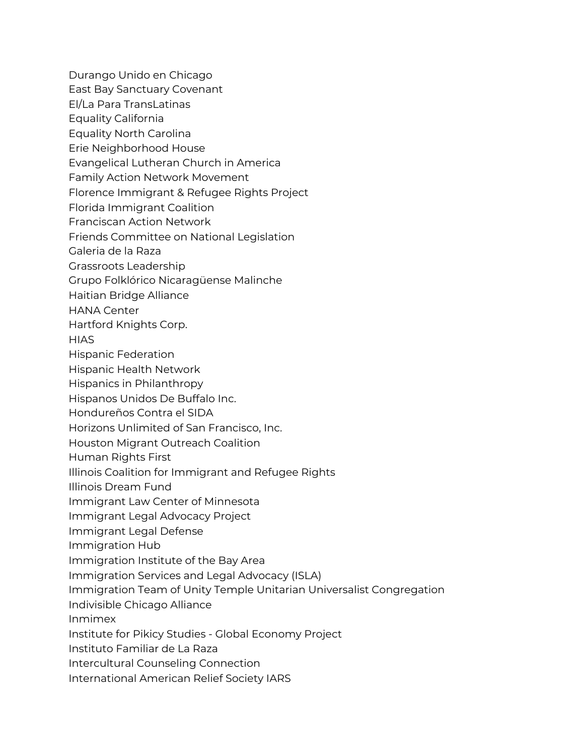Durango Unido en Chicago
East Bay Sanctuary Covenant
El/La Para TransLatinas
Equality California
Equality North Carolina
Erie Neighborhood House
Evangelical Lutheran Church in America
Family Action Network Movement
Florence Immigrant & Refugee Rights Project
Florida Immigrant Coalition
Franciscan Action Network
Friends Committee on National Legislation
Galeria de la Raza
Grassroots Leadership
Grupo Folklórico Nicaragüense Malinche
Haitian Bridge Alliance
HANA Center
Hartford Knights Corp.
HIAS
Hispanic Federation
Hispanic Health Network
Hispanics in Philanthropy
Hispanos Unidos De Buffalo Inc.
Hondureños Contra el SIDA
Horizons Unlimited of San Francisco, Inc.
Houston Migrant Outreach Coalition
Human Rights First
Illinois Coalition for Immigrant and Refugee Rights
Illinois Dream Fund
Immigrant Law Center of Minnesota
Immigrant Legal Advocacy Project
Immigrant Legal Defense
Immigration Hub
Immigration Institute of the Bay Area
Immigration Services and Legal Advocacy (ISLA)
Immigration Team of Unity Temple Unitarian Universalist Congregation
Indivisible Chicago Alliance
Inmimex
Institute for Pikicy Studies - Global Economy Project
Instituto Familiar de La Raza
Intercultural Counseling Connection
International American Relief Society IARS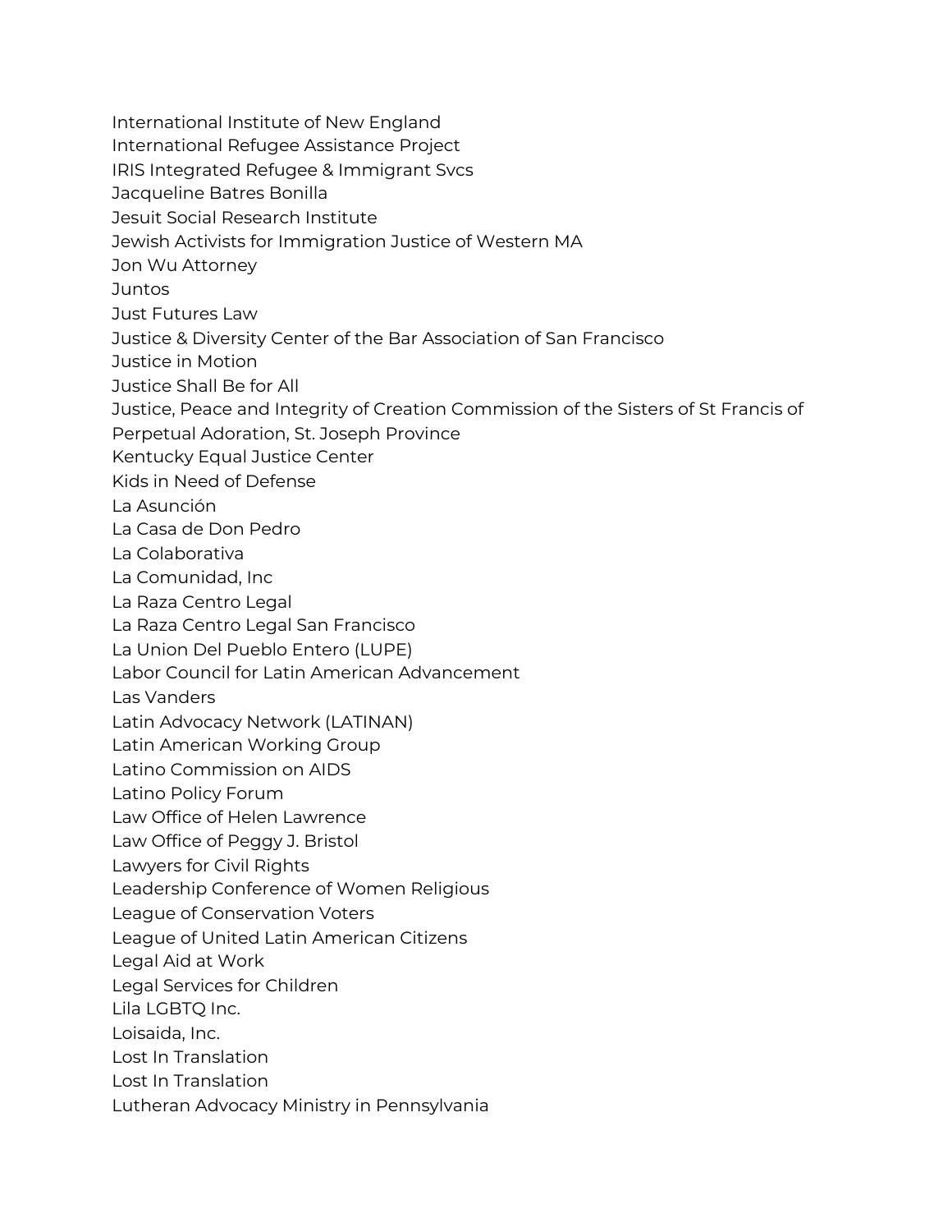International Institute of New England
International Refugee Assistance Project
IRIS Integrated Refugee & Immigrant Svcs
Jacqueline Batres Bonilla
Jesuit Social Research Institute
Jewish Activists for Immigration Justice of Western MA
Jon Wu Attorney
Juntos
Just Futures Law
Justice & Diversity Center of the Bar Association of San Francisco
Justice in Motion
Justice Shall Be for All
Justice, Peace and Integrity of Creation Commission of the Sisters of St Francis of Perpetual Adoration, St. Joseph Province
Kentucky Equal Justice Center
Kids in Need of Defense
La Asunción
La Casa de Don Pedro
La Colaborativa
La Comunidad, Inc
La Raza Centro Legal
La Raza Centro Legal San Francisco
La Union Del Pueblo Entero (LUPE)
Labor Council for Latin American Advancement
Las Vanders
Latin Advocacy Network (LATINAN)
Latin American Working Group
Latino Commission on AIDS
Latino Policy Forum
Law Office of Helen Lawrence
Law Office of Peggy J. Bristol
Lawyers for Civil Rights
Leadership Conference of Women Religious
League of Conservation Voters
League of United Latin American Citizens
Legal Aid at Work
Legal Services for Children
Lila LGBTQ Inc.
Loisaida, Inc.
Lost In Translation
Lost In Translation
Lutheran Advocacy Ministry in Pennsylvania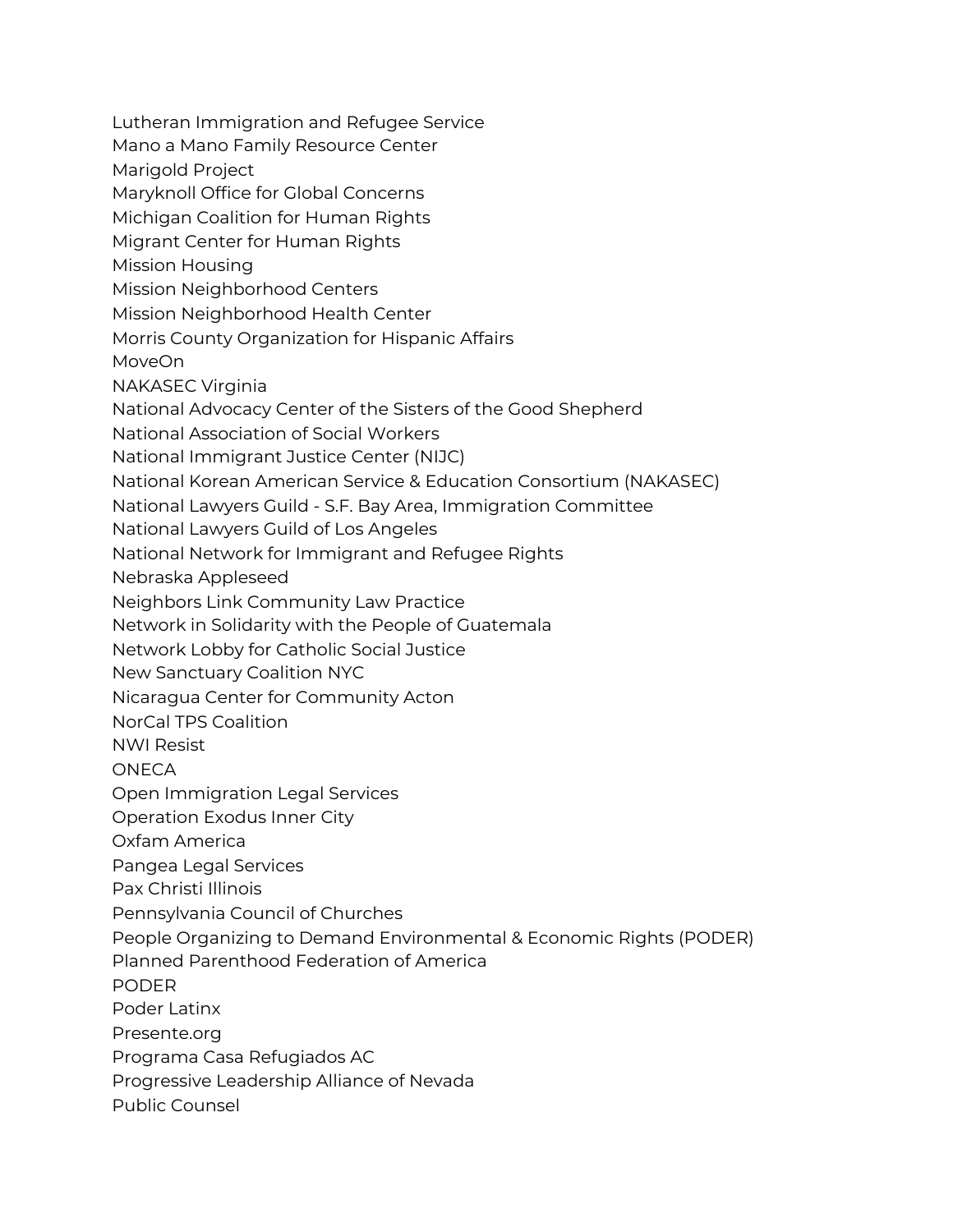Lutheran Immigration and Refugee Service
Mano a Mano Family Resource Center
Marigold Project
Maryknoll Office for Global Concerns
Michigan Coalition for Human Rights
Migrant Center for Human Rights
Mission Housing
Mission Neighborhood Centers
Mission Neighborhood Health Center
Morris County Organization for Hispanic Affairs
MoveOn
NAKASEC Virginia
National Advocacy Center of the Sisters of the Good Shepherd
National Association of Social Workers
National Immigrant Justice Center (NIJC)
National Korean American Service & Education Consortium (NAKASEC)
National Lawyers Guild - S.F. Bay Area, Immigration Committee
National Lawyers Guild of Los Angeles
National Network for Immigrant and Refugee Rights
Nebraska Appleseed
Neighbors Link Community Law Practice
Network in Solidarity with the People of Guatemala
Network Lobby for Catholic Social Justice
New Sanctuary Coalition NYC
Nicaragua Center for Community Acton
NorCal TPS Coalition
NWI Resist
ONECA
Open Immigration Legal Services
Operation Exodus Inner City
Oxfam America
Pangea Legal Services
Pax Christi Illinois
Pennsylvania Council of Churches
People Organizing to Demand Environmental & Economic Rights (PODER)
Planned Parenthood Federation of America
PODER
Poder Latinx
Presente.org
Programa Casa Refugiados AC
Progressive Leadership Alliance of Nevada
Public Counsel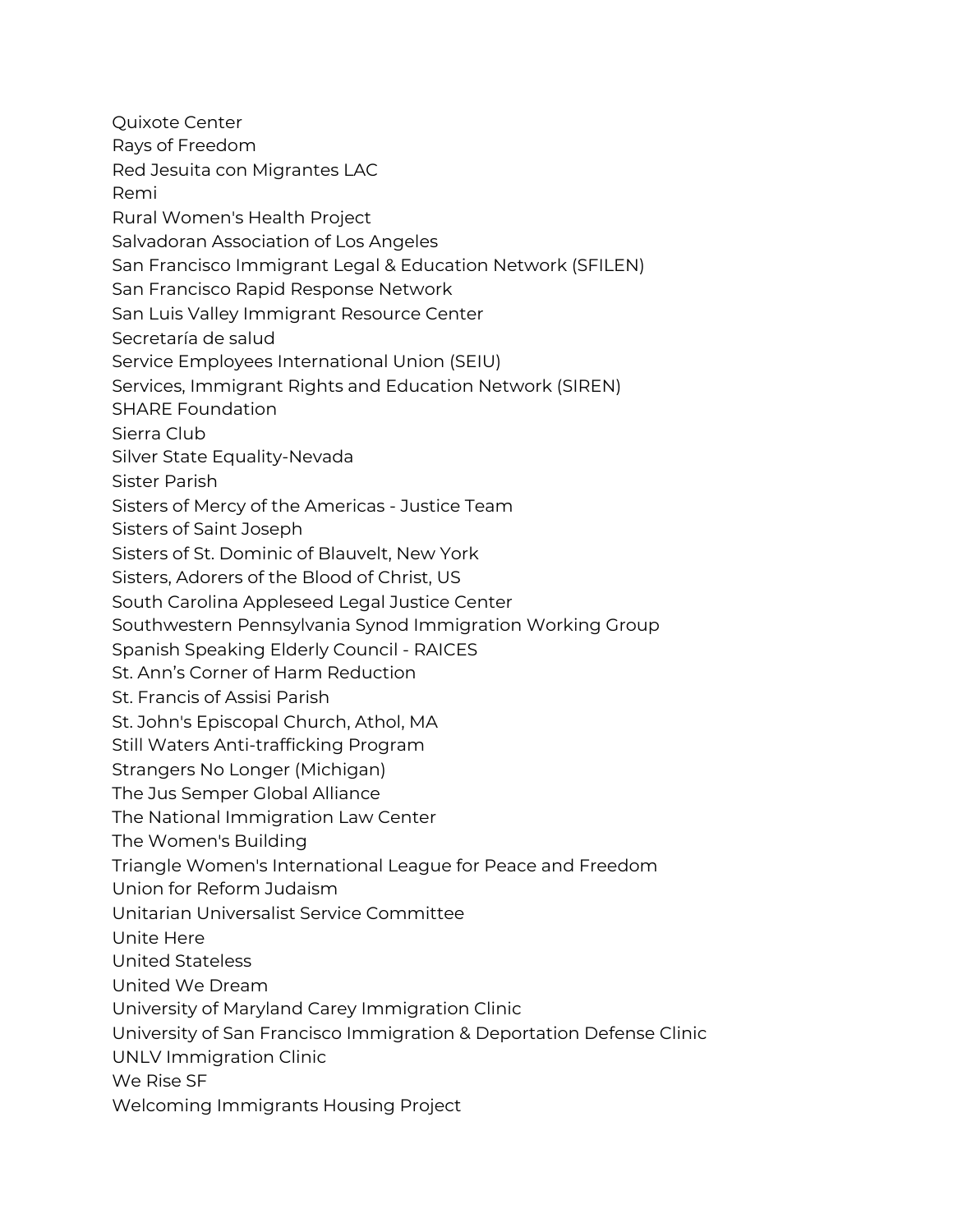Quixote Center
Rays of Freedom
Red Jesuita con Migrantes LAC
Remi
Rural Women's Health Project
Salvadoran Association of Los Angeles
San Francisco Immigrant Legal & Education Network (SFILEN)
San Francisco Rapid Response Network
San Luis Valley Immigrant Resource Center
Secretaría de salud
Service Employees International Union (SEIU)
Services, Immigrant Rights and Education Network (SIREN)
SHARE Foundation
Sierra Club
Silver State Equality-Nevada
Sister Parish
Sisters of Mercy of the Americas - Justice Team
Sisters of Saint Joseph
Sisters of St. Dominic of Blauvelt, New York
Sisters, Adorers of the Blood of Christ, US
South Carolina Appleseed Legal Justice Center
Southwestern Pennsylvania Synod Immigration Working Group
Spanish Speaking Elderly Council - RAICES
St. Ann's Corner of Harm Reduction
St. Francis of Assisi Parish
St. John's Episcopal Church, Athol, MA
Still Waters Anti-trafficking Program
Strangers No Longer (Michigan)
The Jus Semper Global Alliance
The National Immigration Law Center
The Women's Building
Triangle Women's International League for Peace and Freedom
Union for Reform Judaism
Unitarian Universalist Service Committee
Unite Here
United Stateless
United We Dream
University of Maryland Carey Immigration Clinic
University of San Francisco Immigration & Deportation Defense Clinic
UNLV Immigration Clinic
We Rise SF
Welcoming Immigrants Housing Project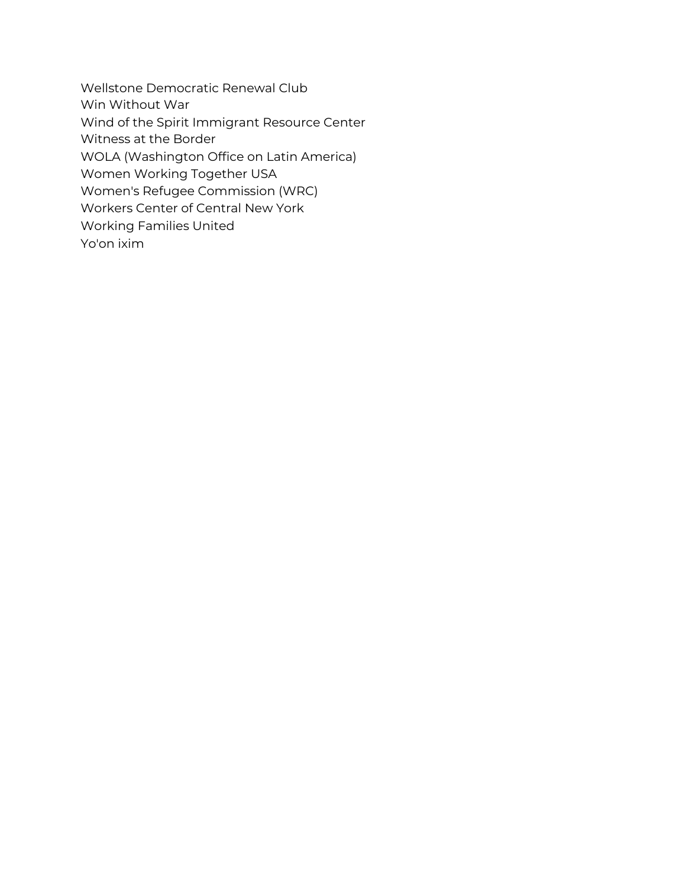Wellstone Democratic Renewal Club
Win Without War
Wind of the Spirit Immigrant Resource Center
Witness at the Border
WOLA (Washington Office on Latin America)
Women Working Together USA
Women's Refugee Commission (WRC)
Workers Center of Central New York
Working Families United
Yo'on ixim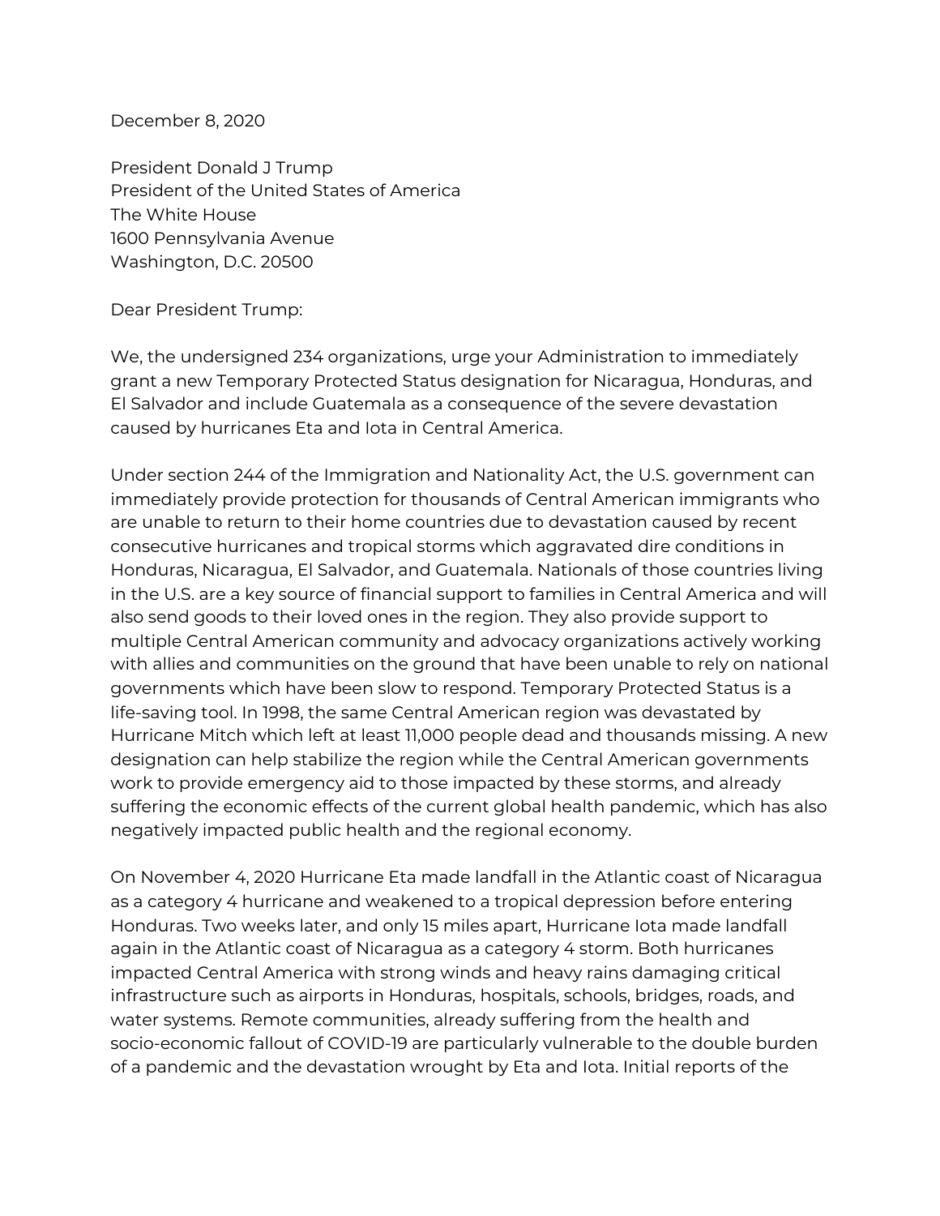December 8, 2020

President Donald J Trump
President of the United States of America
The White House
1600 Pennsylvania Avenue
Washington, D.C. 20500

Dear President Trump:

We, the undersigned 234 organizations, urge your Administration to immediately grant a new Temporary Protected Status designation for Nicaragua, Honduras, and El Salvador and include Guatemala as a consequence of the severe devastation caused by hurricanes Eta and Iota in Central America.

Under section 244 of the Immigration and Nationality Act, the U.S. government can immediately provide protection for thousands of Central American immigrants who are unable to return to their home countries due to devastation caused by recent consecutive hurricanes and tropical storms which aggravated dire conditions in Honduras, Nicaragua, El Salvador, and Guatemala. Nationals of those countries living in the U.S. are a key source of financial support to families in Central America and will also send goods to their loved ones in the region. They also provide support to multiple Central American community and advocacy organizations actively working with allies and communities on the ground that have been unable to rely on national governments which have been slow to respond. Temporary Protected Status is a life-saving tool. In 1998, the same Central American region was devastated by Hurricane Mitch which left at least 11,000 people dead and thousands missing. A new designation can help stabilize the region while the Central American governments work to provide emergency aid to those impacted by these storms, and already suffering the economic effects of the current global health pandemic, which has also negatively impacted public health and the regional economy.

On November 4, 2020 Hurricane Eta made landfall in the Atlantic coast of Nicaragua as a category 4 hurricane and weakened to a tropical depression before entering Honduras. Two weeks later, and only 15 miles apart, Hurricane Iota made landfall again in the Atlantic coast of Nicaragua as a category 4 storm. Both hurricanes impacted Central America with strong winds and heavy rains damaging critical infrastructure such as airports in Honduras, hospitals, schools, bridges, roads, and water systems. Remote communities, already suffering from the health and socio-economic fallout of COVID-19 are particularly vulnerable to the double burden of a pandemic and the devastation wrought by Eta and Iota. Initial reports of the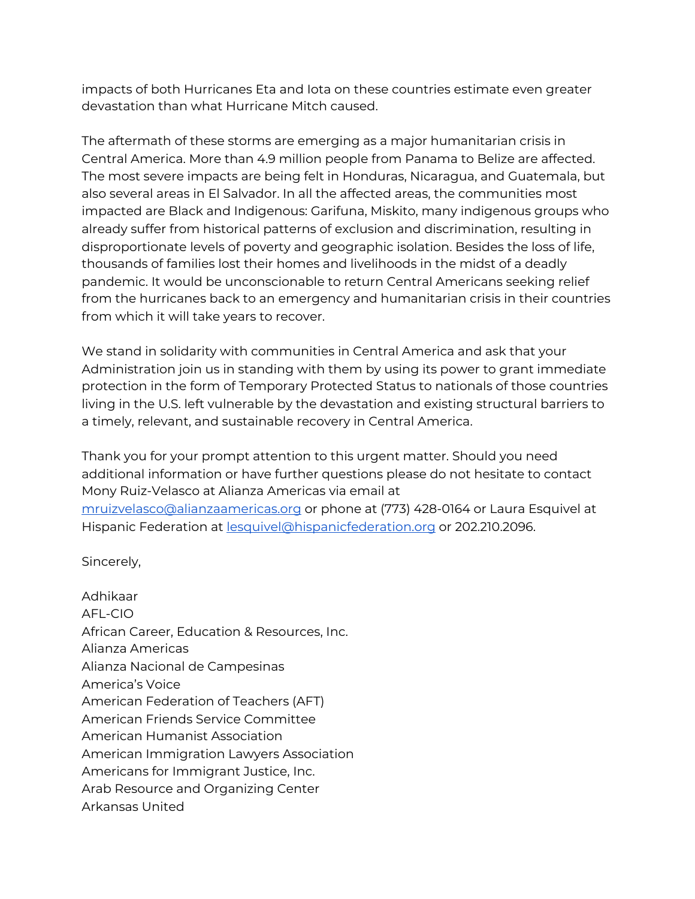impacts of both Hurricanes Eta and Iota on these countries estimate even greater devastation than what Hurricane Mitch caused.

The aftermath of these storms are emerging as a major humanitarian crisis in Central America. More than 4.9 million people from Panama to Belize are affected. The most severe impacts are being felt in Honduras, Nicaragua, and Guatemala, but also several areas in El Salvador. In all the affected areas, the communities most impacted are Black and Indigenous: Garifuna, Miskito, many indigenous groups who already suffer from historical patterns of exclusion and discrimination, resulting in disproportionate levels of poverty and geographic isolation. Besides the loss of life, thousands of families lost their homes and livelihoods in the midst of a deadly pandemic. It would be unconscionable to return Central Americans seeking relief from the hurricanes back to an emergency and humanitarian crisis in their countries from which it will take years to recover.

We stand in solidarity with communities in Central America and ask that your Administration join us in standing with them by using its power to grant immediate protection in the form of Temporary Protected Status to nationals of those countries living in the U.S. left vulnerable by the devastation and existing structural barriers to a timely, relevant, and sustainable recovery in Central America.

Thank you for your prompt attention to this urgent matter. Should you need additional information or have further questions please do not hesitate to contact Mony Ruiz-Velasco at Alianza Americas via email at mruizvelasco@alianzaamericas.org or phone at (773) 428-0164 or Laura Esquivel at Hispanic Federation at lesquivel@hispanicfederation.org or 202.210.2096.

Sincerely,

Adhikaar
AFL-CIO
African Career, Education & Resources, Inc.
Alianza Americas
Alianza Nacional de Campesinas
America's Voice
American Federation of Teachers (AFT)
American Friends Service Committee
American Humanist Association
American Immigration Lawyers Association
Americans for Immigrant Justice, Inc.
Arab Resource and Organizing Center
Arkansas United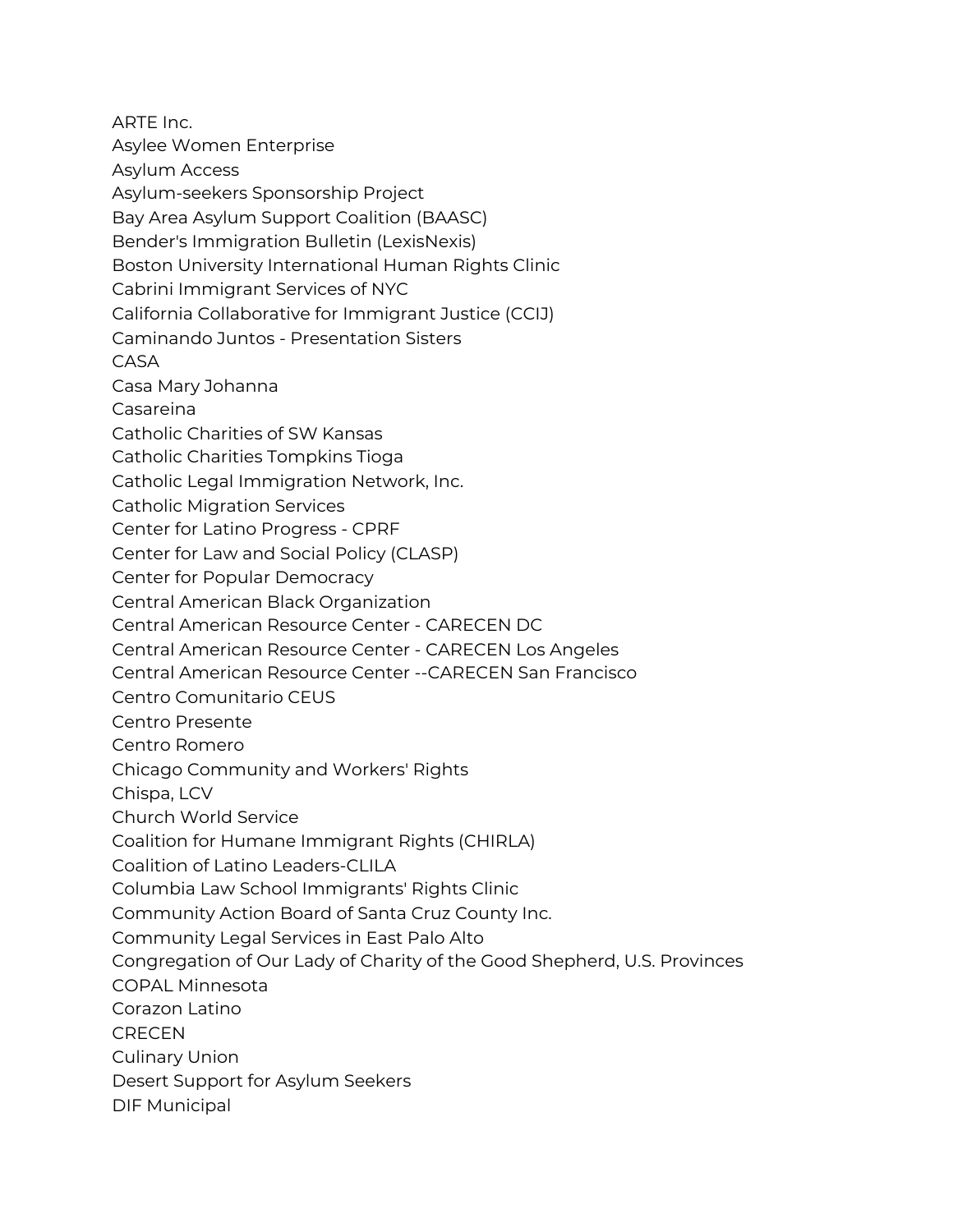ARTE Inc.
Asylee Women Enterprise
Asylum Access
Asylum-seekers Sponsorship Project
Bay Area Asylum Support Coalition (BAASC)
Bender's Immigration Bulletin (LexisNexis)
Boston University International Human Rights Clinic
Cabrini Immigrant Services of NYC
California Collaborative for Immigrant Justice (CCIJ)
Caminando Juntos - Presentation Sisters
CASA
Casa Mary Johanna
Casareina
Catholic Charities of SW Kansas
Catholic Charities Tompkins Tioga
Catholic Legal Immigration Network, Inc.
Catholic Migration Services
Center for Latino Progress - CPRF
Center for Law and Social Policy (CLASP)
Center for Popular Democracy
Central American Black Organization
Central American Resource Center - CARECEN DC
Central American Resource Center - CARECEN Los Angeles
Central American Resource Center --CARECEN San Francisco
Centro Comunitario CEUS
Centro Presente
Centro Romero
Chicago Community and Workers' Rights
Chispa, LCV
Church World Service
Coalition for Humane Immigrant Rights (CHIRLA)
Coalition of Latino Leaders-CLILA
Columbia Law School Immigrants' Rights Clinic
Community Action Board of Santa Cruz County Inc.
Community Legal Services in East Palo Alto
Congregation of Our Lady of Charity of the Good Shepherd, U.S. Provinces
COPAL Minnesota
Corazon Latino
CRECEN
Culinary Union
Desert Support for Asylum Seekers
DIF Municipal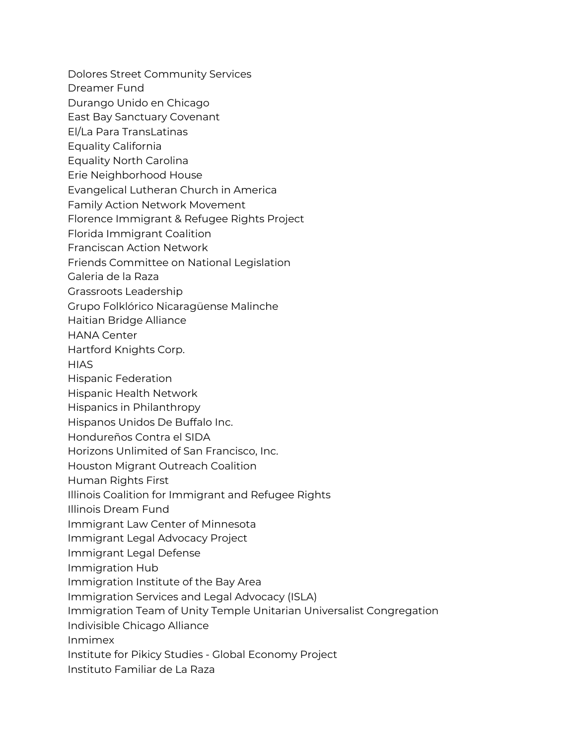Dolores Street Community Services
Dreamer Fund
Durango Unido en Chicago
East Bay Sanctuary Covenant
El/La Para TransLatinas
Equality California
Equality North Carolina
Erie Neighborhood House
Evangelical Lutheran Church in America
Family Action Network Movement
Florence Immigrant & Refugee Rights Project
Florida Immigrant Coalition
Franciscan Action Network
Friends Committee on National Legislation
Galeria de la Raza
Grassroots Leadership
Grupo Folklórico Nicaragüense Malinche
Haitian Bridge Alliance
HANA Center
Hartford Knights Corp.
HIAS
Hispanic Federation
Hispanic Health Network
Hispanics in Philanthropy
Hispanos Unidos De Buffalo Inc.
Hondureños Contra el SIDA
Horizons Unlimited of San Francisco, Inc.
Houston Migrant Outreach Coalition
Human Rights First
Illinois Coalition for Immigrant and Refugee Rights
Illinois Dream Fund
Immigrant Law Center of Minnesota
Immigrant Legal Advocacy Project
Immigrant Legal Defense
Immigration Hub
Immigration Institute of the Bay Area
Immigration Services and Legal Advocacy (ISLA)
Immigration Team of Unity Temple Unitarian Universalist Congregation
Indivisible Chicago Alliance
Inmimex
Institute for Pikicy Studies - Global Economy Project
Instituto Familiar de La Raza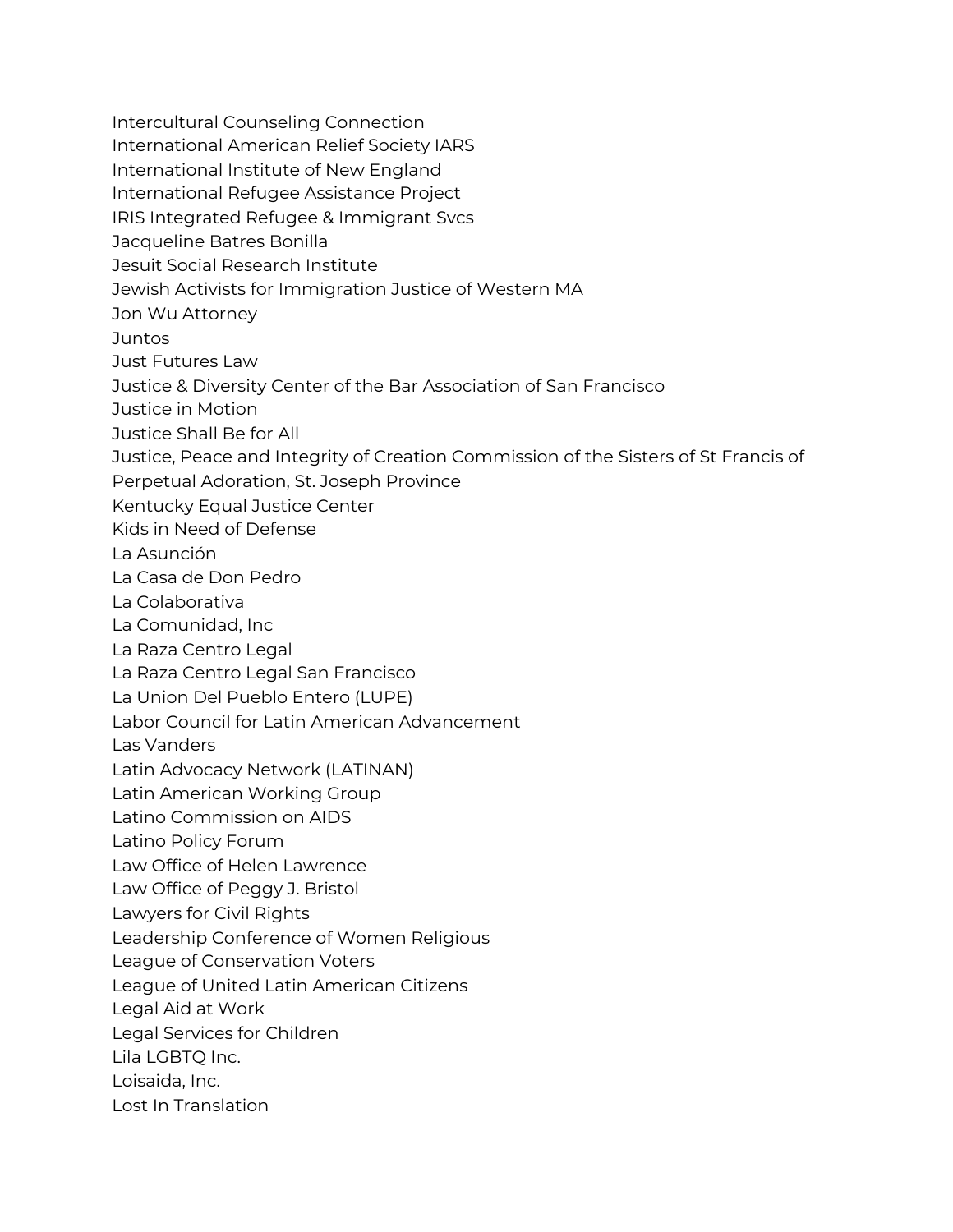Intercultural Counseling Connection
International American Relief Society IARS
International Institute of New England
International Refugee Assistance Project
IRIS Integrated Refugee & Immigrant Svcs
Jacqueline Batres Bonilla
Jesuit Social Research Institute
Jewish Activists for Immigration Justice of Western MA
Jon Wu Attorney
Juntos
Just Futures Law
Justice & Diversity Center of the Bar Association of San Francisco
Justice in Motion
Justice Shall Be for All
Justice, Peace and Integrity of Creation Commission of the Sisters of St Francis of Perpetual Adoration, St. Joseph Province
Kentucky Equal Justice Center
Kids in Need of Defense
La Asunción
La Casa de Don Pedro
La Colaborativa
La Comunidad, Inc
La Raza Centro Legal
La Raza Centro Legal San Francisco
La Union Del Pueblo Entero (LUPE)
Labor Council for Latin American Advancement
Las Vanders
Latin Advocacy Network (LATINAN)
Latin American Working Group
Latino Commission on AIDS
Latino Policy Forum
Law Office of Helen Lawrence
Law Office of Peggy J. Bristol
Lawyers for Civil Rights
Leadership Conference of Women Religious
League of Conservation Voters
League of United Latin American Citizens
Legal Aid at Work
Legal Services for Children
Lila LGBTQ Inc.
Loisaida, Inc.
Lost In Translation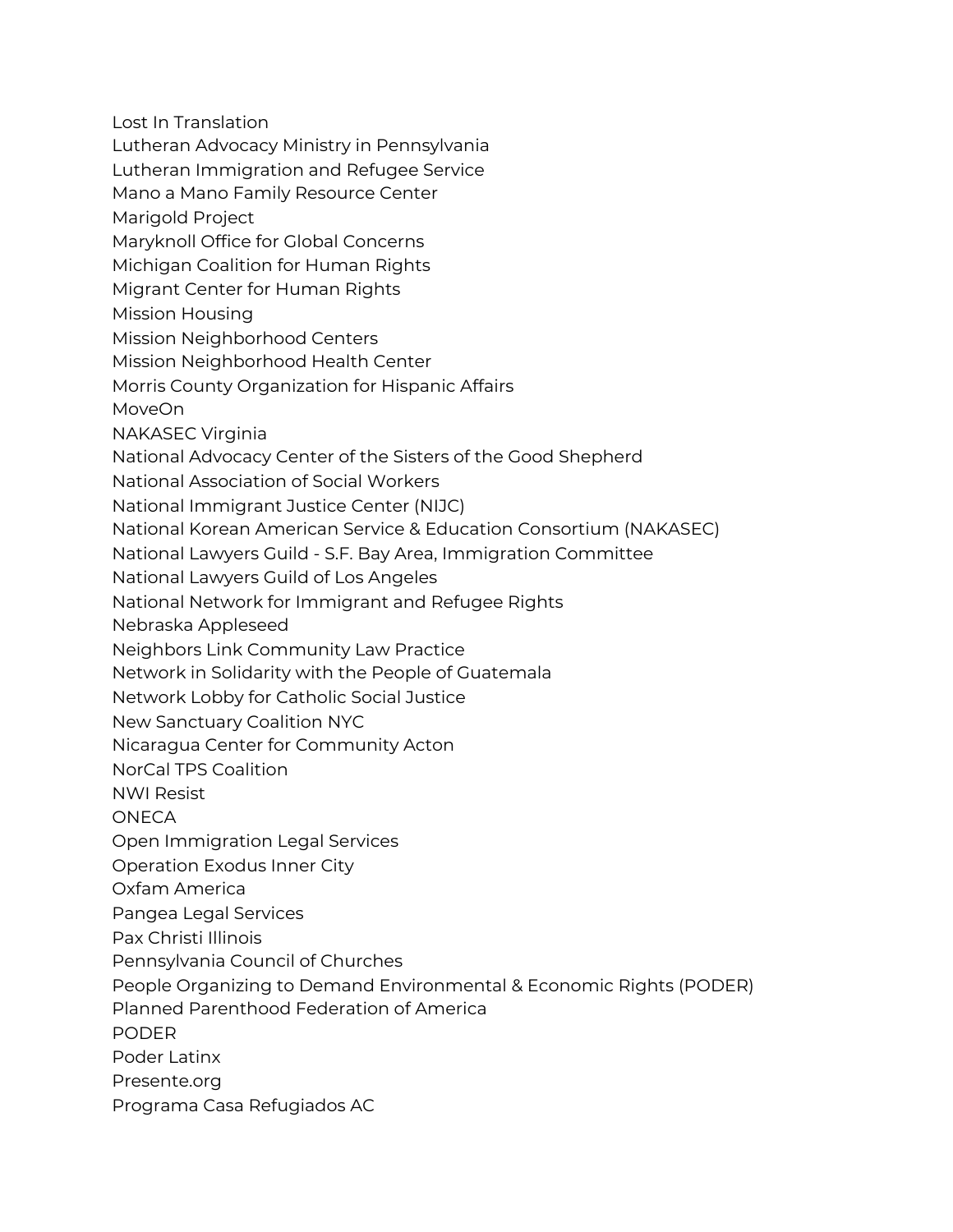Lost In Translation
Lutheran Advocacy Ministry in Pennsylvania
Lutheran Immigration and Refugee Service
Mano a Mano Family Resource Center
Marigold Project
Maryknoll Office for Global Concerns
Michigan Coalition for Human Rights
Migrant Center for Human Rights
Mission Housing
Mission Neighborhood Centers
Mission Neighborhood Health Center
Morris County Organization for Hispanic Affairs
MoveOn
NAKASEC Virginia
National Advocacy Center of the Sisters of the Good Shepherd
National Association of Social Workers
National Immigrant Justice Center (NIJC)
National Korean American Service & Education Consortium (NAKASEC)
National Lawyers Guild - S.F. Bay Area, Immigration Committee
National Lawyers Guild of Los Angeles
National Network for Immigrant and Refugee Rights
Nebraska Appleseed
Neighbors Link Community Law Practice
Network in Solidarity with the People of Guatemala
Network Lobby for Catholic Social Justice
New Sanctuary Coalition NYC
Nicaragua Center for Community Acton
NorCal TPS Coalition
NWI Resist
ONECA
Open Immigration Legal Services
Operation Exodus Inner City
Oxfam America
Pangea Legal Services
Pax Christi Illinois
Pennsylvania Council of Churches
People Organizing to Demand Environmental & Economic Rights (PODER)
Planned Parenthood Federation of America
PODER
Poder Latinx
Presente.org
Programa Casa Refugiados AC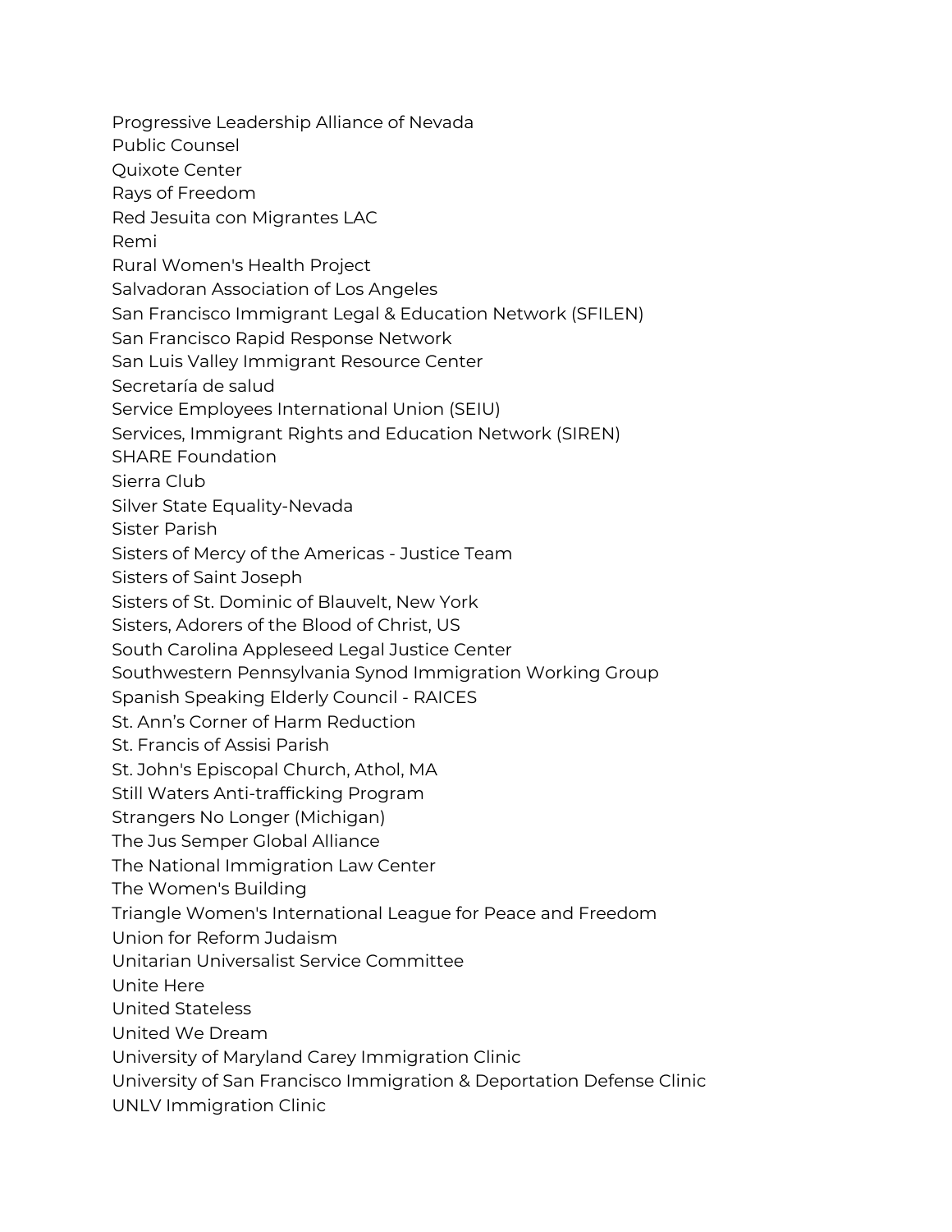Progressive Leadership Alliance of Nevada
Public Counsel
Quixote Center
Rays of Freedom
Red Jesuita con Migrantes LAC
Remi
Rural Women's Health Project
Salvadoran Association of Los Angeles
San Francisco Immigrant Legal & Education Network (SFILEN)
San Francisco Rapid Response Network
San Luis Valley Immigrant Resource Center
Secretaría de salud
Service Employees International Union (SEIU)
Services, Immigrant Rights and Education Network (SIREN)
SHARE Foundation
Sierra Club
Silver State Equality-Nevada
Sister Parish
Sisters of Mercy of the Americas - Justice Team
Sisters of Saint Joseph
Sisters of St. Dominic of Blauvelt, New York
Sisters, Adorers of the Blood of Christ, US
South Carolina Appleseed Legal Justice Center
Southwestern Pennsylvania Synod Immigration Working Group
Spanish Speaking Elderly Council - RAICES
St. Ann's Corner of Harm Reduction
St. Francis of Assisi Parish
St. John's Episcopal Church, Athol, MA
Still Waters Anti-trafficking Program
Strangers No Longer (Michigan)
The Jus Semper Global Alliance
The National Immigration Law Center
The Women's Building
Triangle Women's International League for Peace and Freedom
Union for Reform Judaism
Unitarian Universalist Service Committee
Unite Here
United Stateless
United We Dream
University of Maryland Carey Immigration Clinic
University of San Francisco Immigration & Deportation Defense Clinic
UNLV Immigration Clinic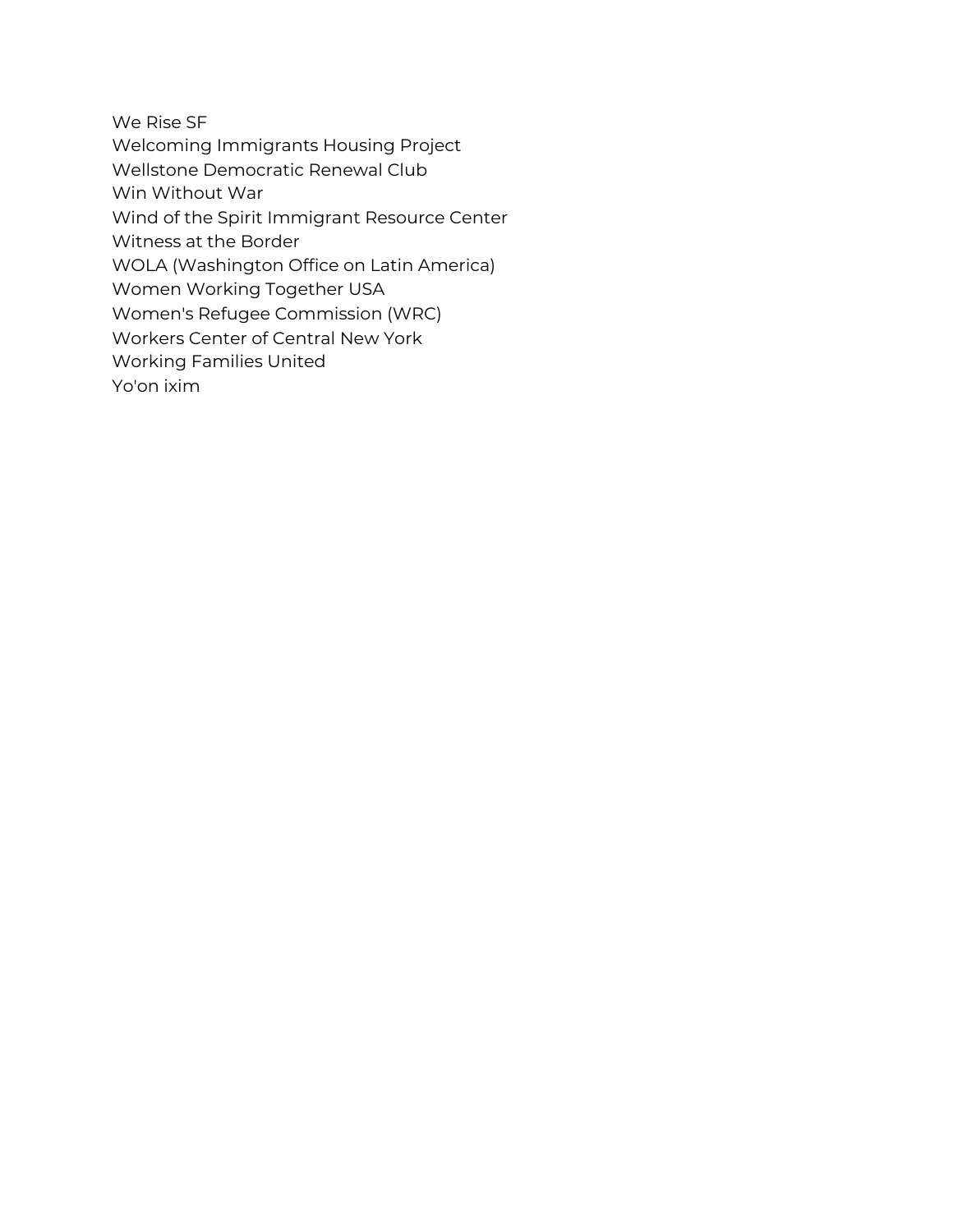We Rise SF
Welcoming Immigrants Housing Project
Wellstone Democratic Renewal Club
Win Without War
Wind of the Spirit Immigrant Resource Center
Witness at the Border
WOLA (Washington Office on Latin America)
Women Working Together USA
Women's Refugee Commission (WRC)
Workers Center of Central New York
Working Families United
Yo'on ixim